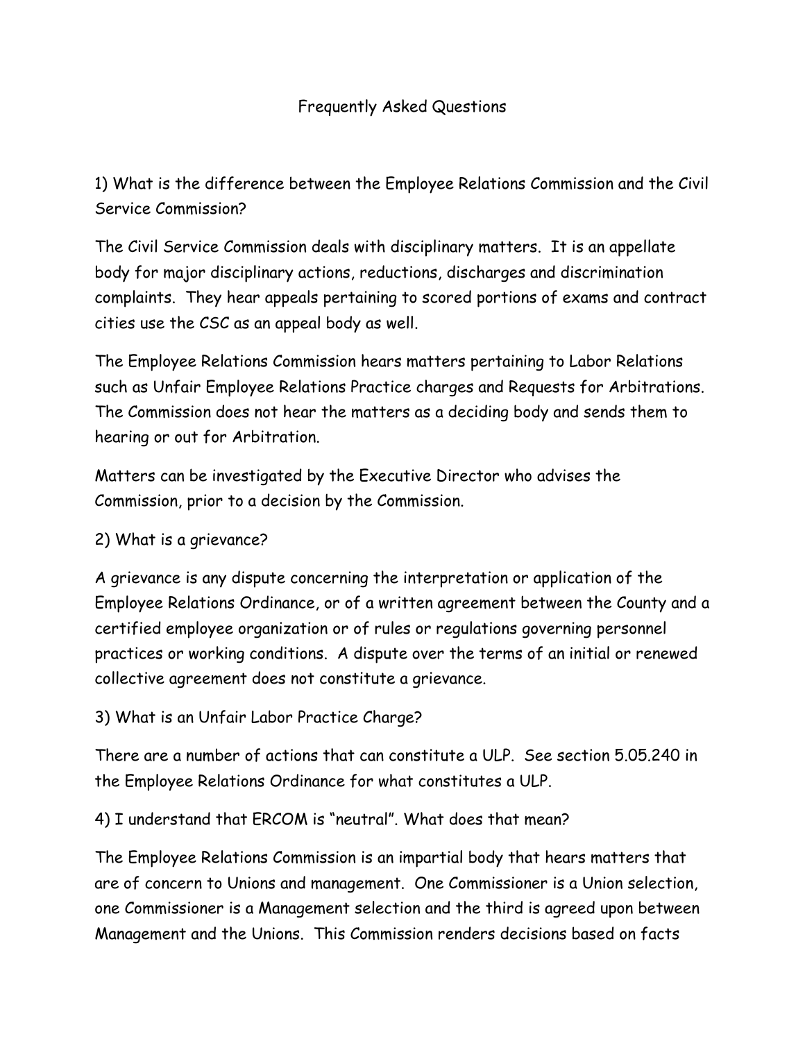# Frequently Asked Questions

1) What is the difference between the Employee Relations Commission and the Civil Service Commission?

The Civil Service Commission deals with disciplinary matters. It is an appellate body for major disciplinary actions, reductions, discharges and discrimination complaints. They hear appeals pertaining to scored portions of exams and contract cities use the CSC as an appeal body as well.

The Employee Relations Commission hears matters pertaining to Labor Relations such as Unfair Employee Relations Practice charges and Requests for Arbitrations. The Commission does not hear the matters as a deciding body and sends them to hearing or out for Arbitration.

Matters can be investigated by the Executive Director who advises the Commission, prior to a decision by the Commission.

2) What is a grievance?

A grievance is any dispute concerning the interpretation or application of the Employee Relations Ordinance, or of a written agreement between the County and a certified employee organization or of rules or regulations governing personnel practices or working conditions. A dispute over the terms of an initial or renewed collective agreement does not constitute a grievance.

3) What is an Unfair Labor Practice Charge?

There are a number of actions that can constitute a ULP. See section 5.05.240 in the Employee Relations Ordinance for what constitutes a ULP.

4) I understand that ERCOM is "neutral". What does that mean?

The Employee Relations Commission is an impartial body that hears matters that are of concern to Unions and management. One Commissioner is a Union selection, one Commissioner is a Management selection and the third is agreed upon between Management and the Unions. This Commission renders decisions based on facts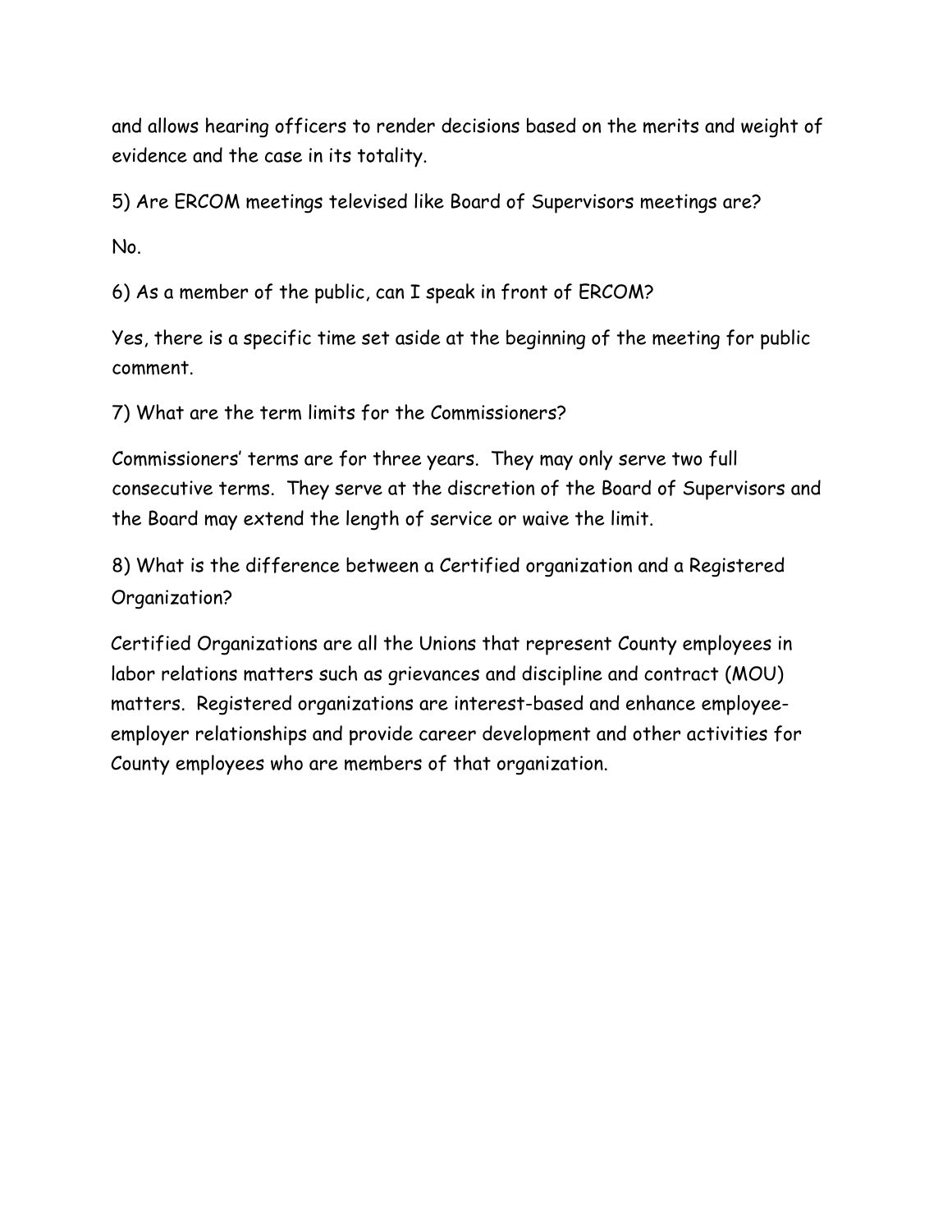and allows hearing officers to render decisions based on the merits and weight of evidence and the case in its totality.

5) Are ERCOM meetings televised like Board of Supervisors meetings are?

No.

6) As a member of the public, can I speak in front of ERCOM?

Yes, there is a specific time set aside at the beginning of the meeting for public comment.

7) What are the term limits for the Commissioners?

Commissioners' terms are for three years. They may only serve two full consecutive terms. They serve at the discretion of the Board of Supervisors and the Board may extend the length of service or waive the limit.

8) What is the difference between a Certified organization and a Registered Organization?

Certified Organizations are all the Unions that represent County employees in labor relations matters such as grievances and discipline and contract (MOU) matters. Registered organizations are interest-based and enhance employee-employer relationships and provide career development and other activities for County employees who are members of that organization.